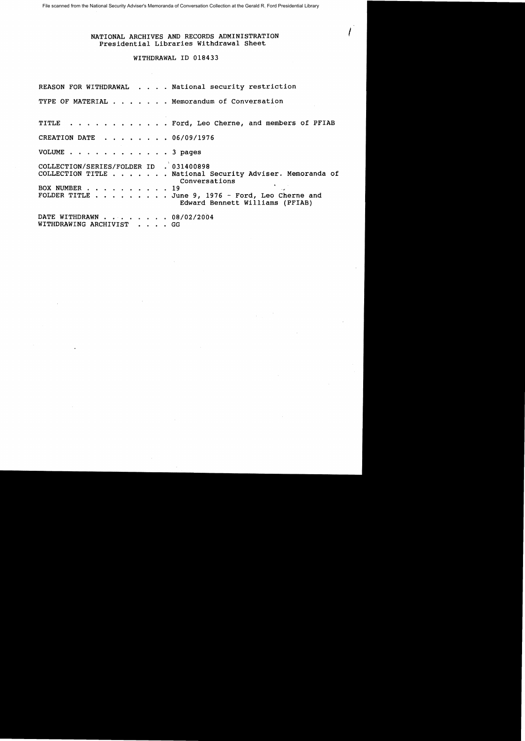File scanned from the National Security Adviser's Memoranda of Conversation Collection at the Gerald R. Ford Presidential Library

# NATIONAL ARCHIVES AND RECORDS ADMINISTRATION
## Presidential Libraries Withdrawal Sheet

### WITHDRAWAL ID 018433

REASON FOR WITHDRAWAL . . . . National security restriction

TYPE OF MATERIAL . . . . . . . Memorandum of Conversation

TITLE . . . . . . . . . . . . Ford, Leo Cherne, and members of PFIAB

CREATION DATE . . . . . . . . 06/09/1976

VOLUME . . . . . . . . . . . . 3 pages

COLLECTION/SERIES/FOLDER ID . 031400898
COLLECTION TITLE . . . . . . . National Security Adviser. Memoranda of Conversations
BOX NUMBER . . . . . . . . . . 19
FOLDER TITLE . . . . . . . . . June 9, 1976 - Ford, Leo Cherne and Edward Bennett Williams (PFIAB)

DATE WITHDRAWN . . . . . . . . 08/02/2004
WITHDRAWING ARCHIVIST . . . . GG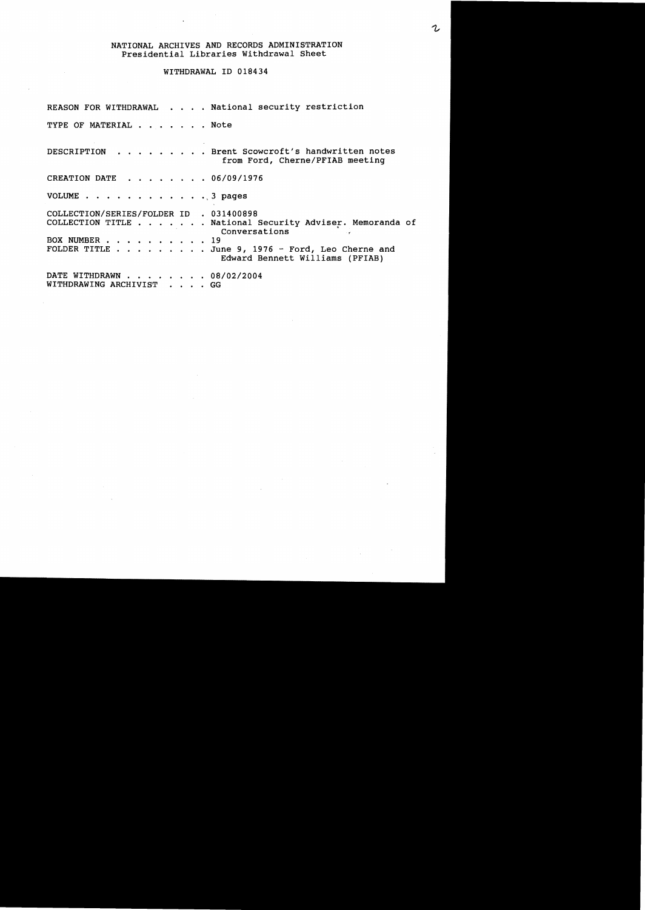NATIONAL ARCHIVES AND RECORDS ADMINISTRATION
Presidential Libraries Withdrawal Sheet

WITHDRAWAL ID 018434

| | |
|---|---|
| REASON FOR WITHDRAWAL | National security restriction |
| TYPE OF MATERIAL | Note |
| DESCRIPTION | Brent Scowcroft's handwritten notes from Ford, Cherne/PFIAB meeting |
| CREATION DATE | 06/09/1976 |
| VOLUME | 3 pages |
| COLLECTION/SERIES/FOLDER ID | 031400898 |
| COLLECTION TITLE | National Security Adviser. Memoranda of Conversations |
| BOX NUMBER | 19 |
| FOLDER TITLE | June 9, 1976 - Ford, Leo Cherne and Edward Bennett Williams (PFIAB) |
| DATE WITHDRAWN | 08/02/2004 |
| WITHDRAWING ARCHIVIST | GG |